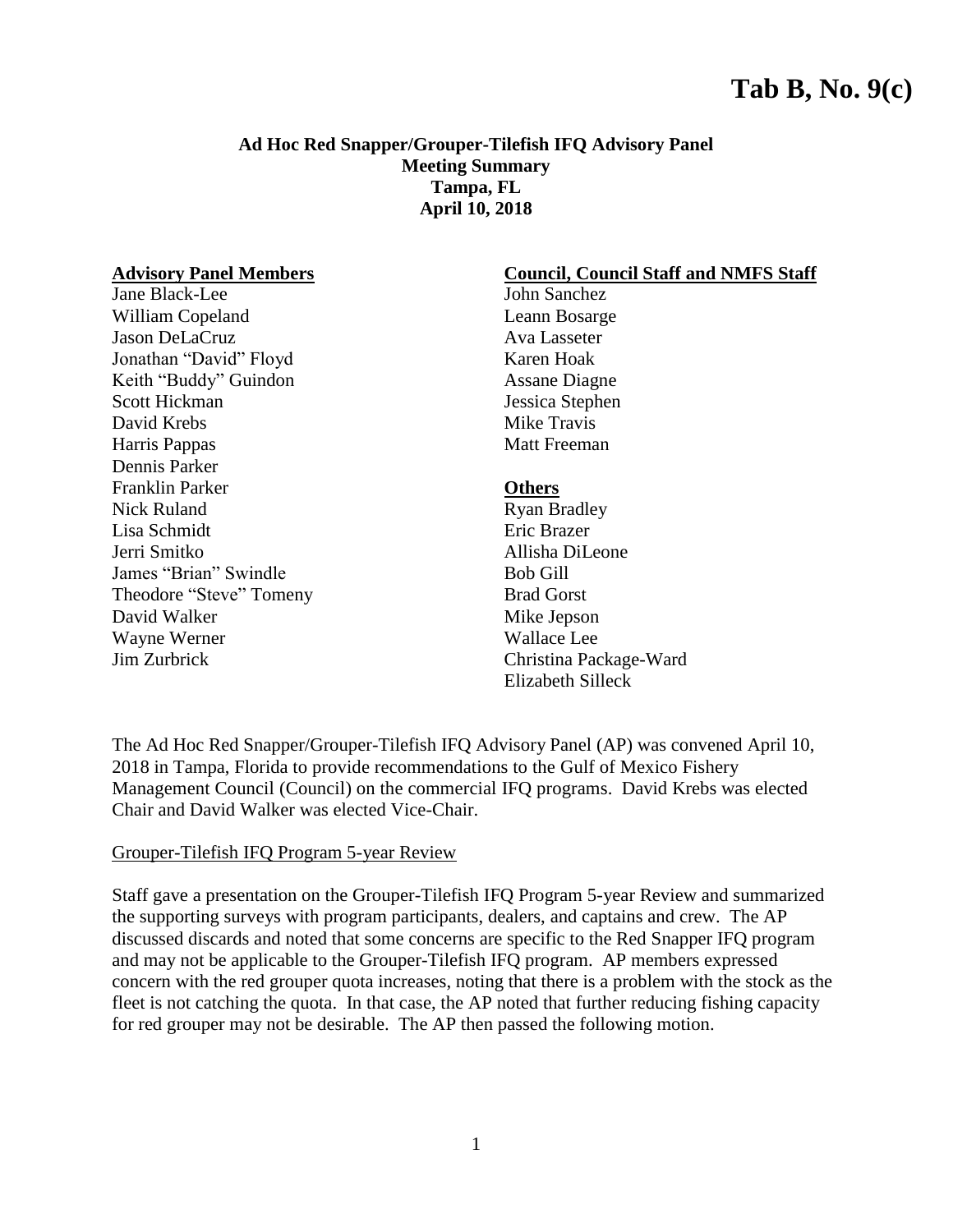**Tab B, No. 9(c)**

**Ad Hoc Red Snapper/Grouper-Tilefish IFQ Advisory Panel**
**Meeting Summary**
**Tampa, FL**
**April 10, 2018**

**Advisory Panel Members**

Jane Black-Lee
William Copeland
Jason DeLaCruz
Jonathan "David" Floyd
Keith "Buddy" Guindon
Scott Hickman
David Krebs
Harris Pappas
Dennis Parker
Franklin Parker
Nick Ruland
Lisa Schmidt
Jerri Smitko
James "Brian" Swindle
Theodore "Steve" Tomeny
David Walker
Wayne Werner
Jim Zurbrick

**Council, Council Staff and NMFS Staff**

John Sanchez
Leann Bosarge
Ava Lasseter
Karen Hoak
Assane Diagne
Jessica Stephen
Mike Travis
Matt Freeman

**Others**

Ryan Bradley
Eric Brazer
Allisha DiLeone
Bob Gill
Brad Gorst
Mike Jepson
Wallace Lee
Christina Package-Ward
Elizabeth Silleck

The Ad Hoc Red Snapper/Grouper-Tilefish IFQ Advisory Panel (AP) was convened April 10, 2018 in Tampa, Florida to provide recommendations to the Gulf of Mexico Fishery Management Council (Council) on the commercial IFQ programs. David Krebs was elected Chair and David Walker was elected Vice-Chair.

Grouper-Tilefish IFQ Program 5-year Review

Staff gave a presentation on the Grouper-Tilefish IFQ Program 5-year Review and summarized the supporting surveys with program participants, dealers, and captains and crew. The AP discussed discards and noted that some concerns are specific to the Red Snapper IFQ program and may not be applicable to the Grouper-Tilefish IFQ program. AP members expressed concern with the red grouper quota increases, noting that there is a problem with the stock as the fleet is not catching the quota. In that case, the AP noted that further reducing fishing capacity for red grouper may not be desirable. The AP then passed the following motion.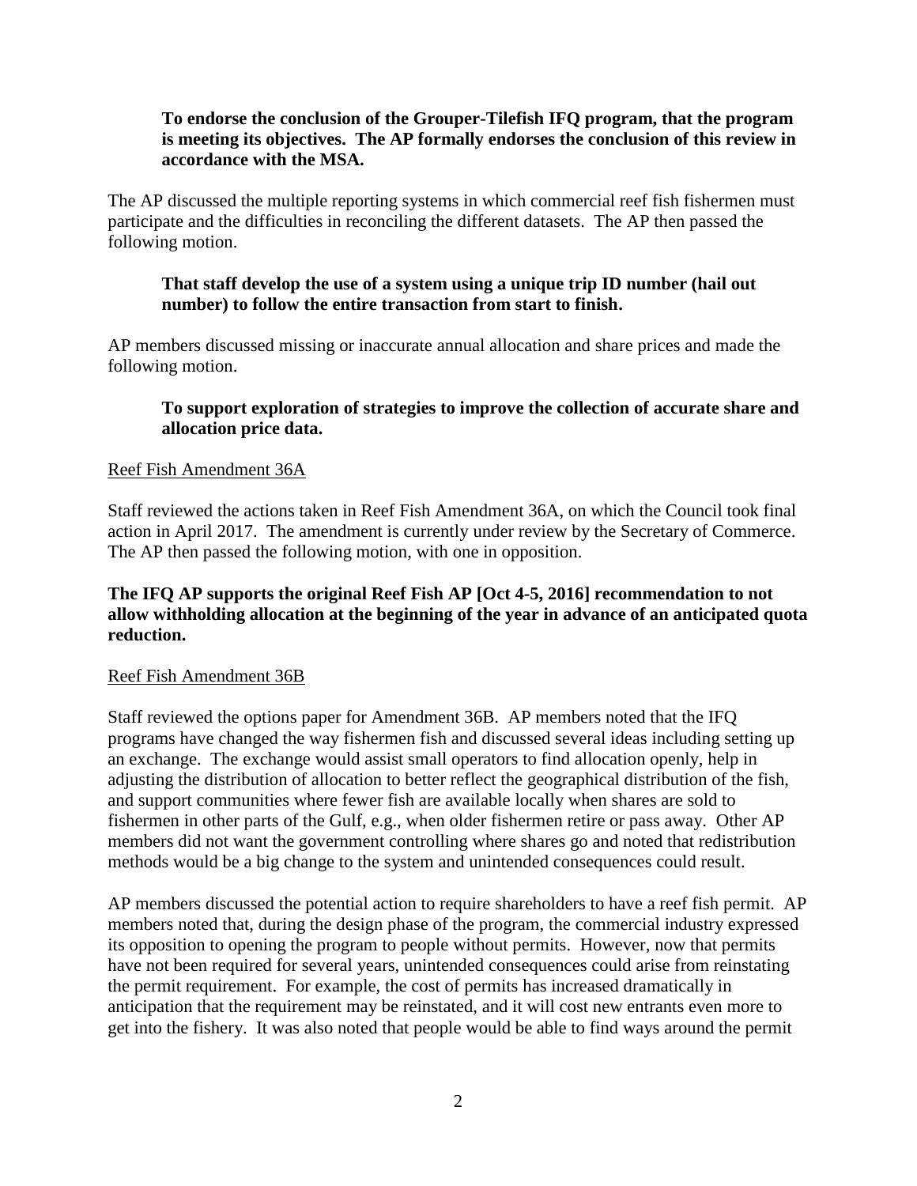**To endorse the conclusion of the Grouper-Tilefish IFQ program, that the program is meeting its objectives. The AP formally endorses the conclusion of this review in accordance with the MSA.**

The AP discussed the multiple reporting systems in which commercial reef fish fishermen must participate and the difficulties in reconciling the different datasets. The AP then passed the following motion.

**That staff develop the use of a system using a unique trip ID number (hail out number) to follow the entire transaction from start to finish.**

AP members discussed missing or inaccurate annual allocation and share prices and made the following motion.

**To support exploration of strategies to improve the collection of accurate share and allocation price data.**

<u>Reef Fish Amendment 36A</u>

Staff reviewed the actions taken in Reef Fish Amendment 36A, on which the Council took final action in April 2017. The amendment is currently under review by the Secretary of Commerce. The AP then passed the following motion, with one in opposition.

**The IFQ AP supports the original Reef Fish AP [Oct 4-5, 2016] recommendation to not allow withholding allocation at the beginning of the year in advance of an anticipated quota reduction.**

<u>Reef Fish Amendment 36B</u>

Staff reviewed the options paper for Amendment 36B. AP members noted that the IFQ programs have changed the way fishermen fish and discussed several ideas including setting up an exchange. The exchange would assist small operators to find allocation openly, help in adjusting the distribution of allocation to better reflect the geographical distribution of the fish, and support communities where fewer fish are available locally when shares are sold to fishermen in other parts of the Gulf, e.g., when older fishermen retire or pass away. Other AP members did not want the government controlling where shares go and noted that redistribution methods would be a big change to the system and unintended consequences could result.

AP members discussed the potential action to require shareholders to have a reef fish permit. AP members noted that, during the design phase of the program, the commercial industry expressed its opposition to opening the program to people without permits. However, now that permits have not been required for several years, unintended consequences could arise from reinstating the permit requirement. For example, the cost of permits has increased dramatically in anticipation that the requirement may be reinstated, and it will cost new entrants even more to get into the fishery. It was also noted that people would be able to find ways around the permit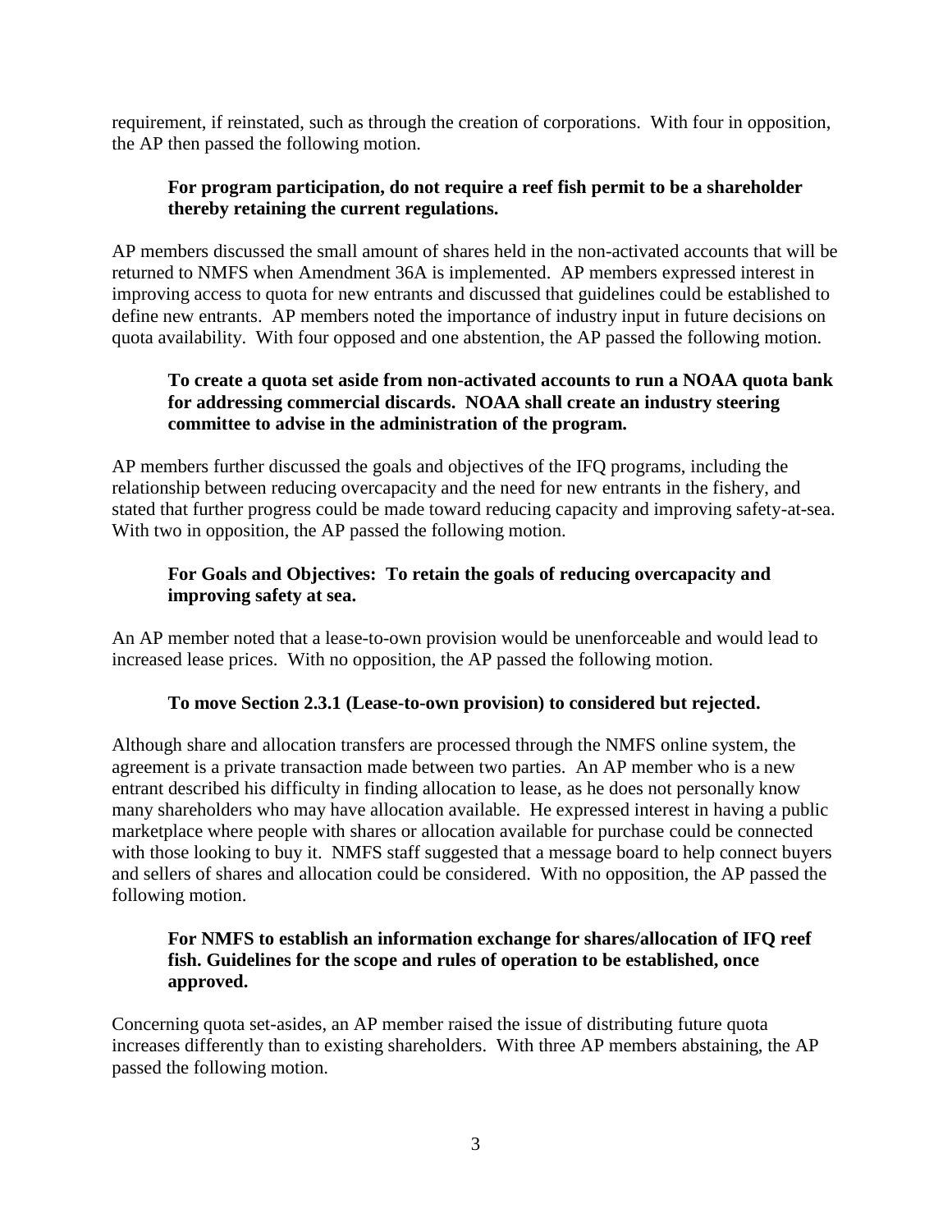requirement, if reinstated, such as through the creation of corporations. With four in opposition, the AP then passed the following motion.

> **For program participation, do not require a reef fish permit to be a shareholder thereby retaining the current regulations.**

AP members discussed the small amount of shares held in the non-activated accounts that will be returned to NMFS when Amendment 36A is implemented. AP members expressed interest in improving access to quota for new entrants and discussed that guidelines could be established to define new entrants. AP members noted the importance of industry input in future decisions on quota availability. With four opposed and one abstention, the AP passed the following motion.

> **To create a quota set aside from non-activated accounts to run a NOAA quota bank for addressing commercial discards. NOAA shall create an industry steering committee to advise in the administration of the program.**

AP members further discussed the goals and objectives of the IFQ programs, including the relationship between reducing overcapacity and the need for new entrants in the fishery, and stated that further progress could be made toward reducing capacity and improving safety-at-sea. With two in opposition, the AP passed the following motion.

> **For Goals and Objectives: To retain the goals of reducing overcapacity and improving safety at sea.**

An AP member noted that a lease-to-own provision would be unenforceable and would lead to increased lease prices. With no opposition, the AP passed the following motion.

> **To move Section 2.3.1 (Lease-to-own provision) to considered but rejected.**

Although share and allocation transfers are processed through the NMFS online system, the agreement is a private transaction made between two parties. An AP member who is a new entrant described his difficulty in finding allocation to lease, as he does not personally know many shareholders who may have allocation available. He expressed interest in having a public marketplace where people with shares or allocation available for purchase could be connected with those looking to buy it. NMFS staff suggested that a message board to help connect buyers and sellers of shares and allocation could be considered. With no opposition, the AP passed the following motion.

> **For NMFS to establish an information exchange for shares/allocation of IFQ reef fish. Guidelines for the scope and rules of operation to be established, once approved.**

Concerning quota set-asides, an AP member raised the issue of distributing future quota increases differently than to existing shareholders. With three AP members abstaining, the AP passed the following motion.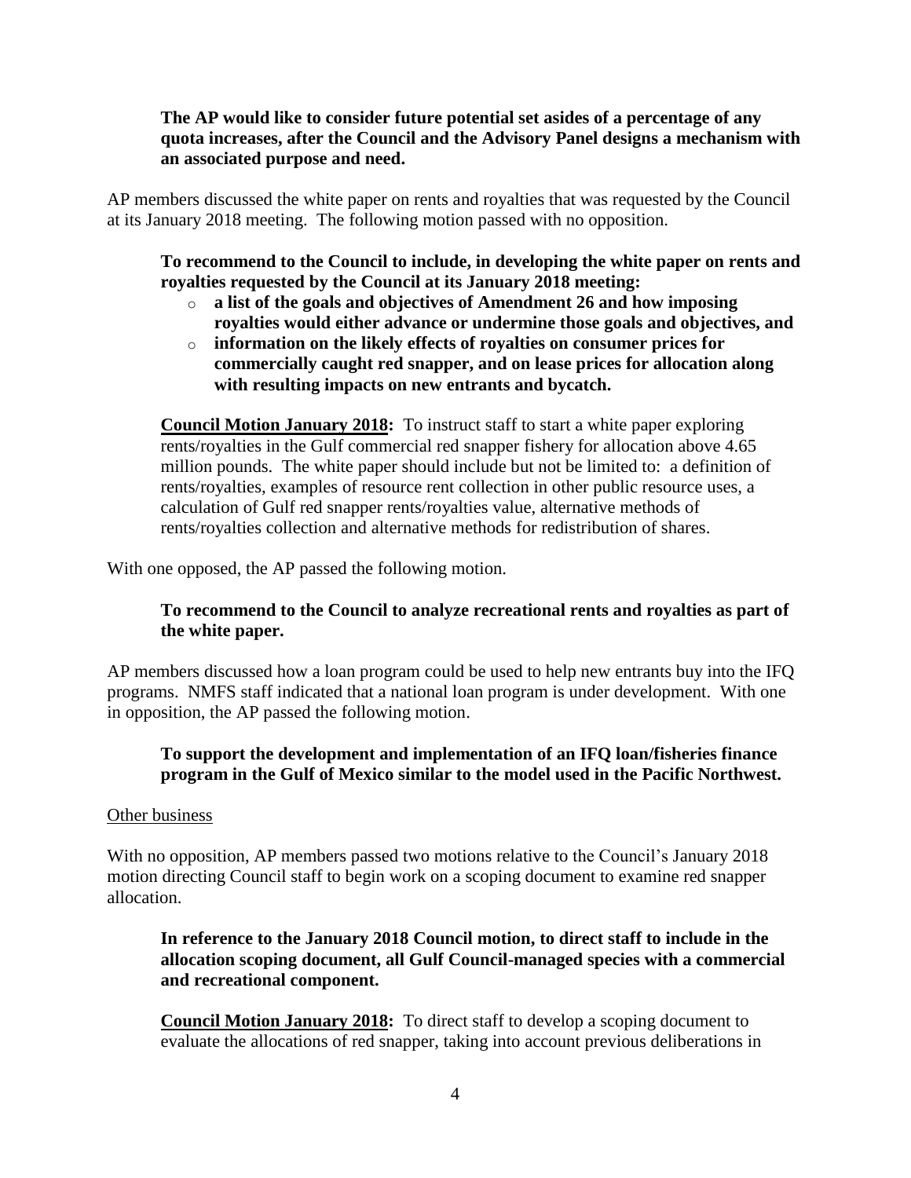**The AP would like to consider future potential set asides of a percentage of any quota increases, after the Council and the Advisory Panel designs a mechanism with an associated purpose and need.**

AP members discussed the white paper on rents and royalties that was requested by the Council at its January 2018 meeting. The following motion passed with no opposition.

**To recommend to the Council to include, in developing the white paper on rents and royalties requested by the Council at its January 2018 meeting:**

- **a list of the goals and objectives of Amendment 26 and how imposing royalties would either advance or undermine those goals and objectives, and**
- **information on the likely effects of royalties on consumer prices for commercially caught red snapper, and on lease prices for allocation along with resulting impacts on new entrants and bycatch.**

**Council Motion January 2018:** To instruct staff to start a white paper exploring rents/royalties in the Gulf commercial red snapper fishery for allocation above 4.65 million pounds. The white paper should include but not be limited to: a definition of rents/royalties, examples of resource rent collection in other public resource uses, a calculation of Gulf red snapper rents/royalties value, alternative methods of rents/royalties collection and alternative methods for redistribution of shares.

With one opposed, the AP passed the following motion.

**To recommend to the Council to analyze recreational rents and royalties as part of the white paper.**

AP members discussed how a loan program could be used to help new entrants buy into the IFQ programs. NMFS staff indicated that a national loan program is under development. With one in opposition, the AP passed the following motion.

**To support the development and implementation of an IFQ loan/fisheries finance program in the Gulf of Mexico similar to the model used in the Pacific Northwest.**

Other business

With no opposition, AP members passed two motions relative to the Council's January 2018 motion directing Council staff to begin work on a scoping document to examine red snapper allocation.

**In reference to the January 2018 Council motion, to direct staff to include in the allocation scoping document, all Gulf Council-managed species with a commercial and recreational component.**

**Council Motion January 2018:** To direct staff to develop a scoping document to evaluate the allocations of red snapper, taking into account previous deliberations in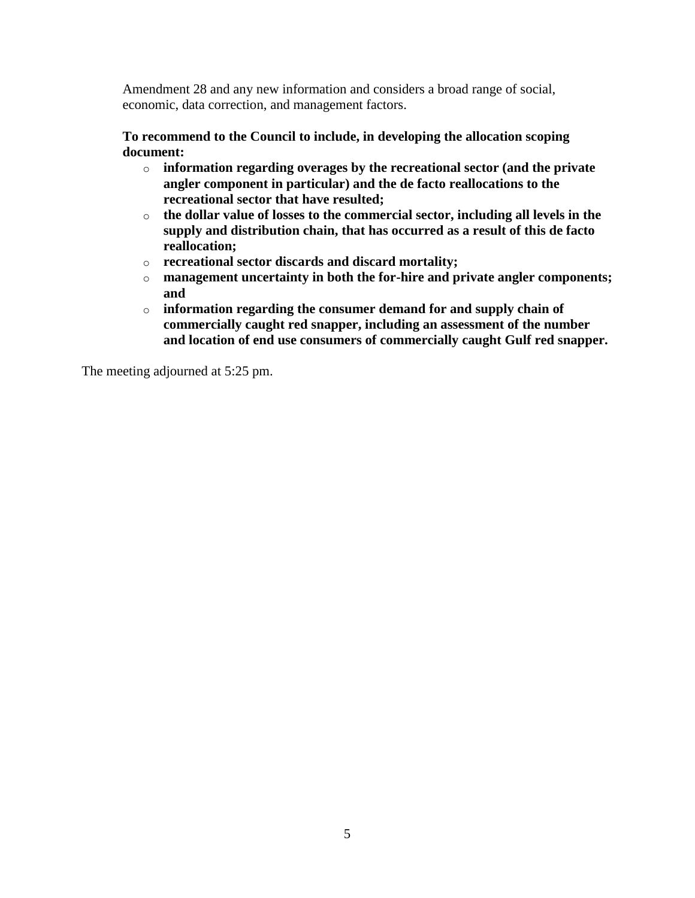Amendment 28 and any new information and considers a broad range of social, economic, data correction, and management factors.

**To recommend to the Council to include, in developing the allocation scoping document:**

- **information regarding overages by the recreational sector (and the private angler component in particular) and the de facto reallocations to the recreational sector that have resulted;**
- **the dollar value of losses to the commercial sector, including all levels in the supply and distribution chain, that has occurred as a result of this de facto reallocation;**
- **recreational sector discards and discard mortality;**
- **management uncertainty in both the for-hire and private angler components; and**
- **information regarding the consumer demand for and supply chain of commercially caught red snapper, including an assessment of the number and location of end use consumers of commercially caught Gulf red snapper.**

The meeting adjourned at 5:25 pm.